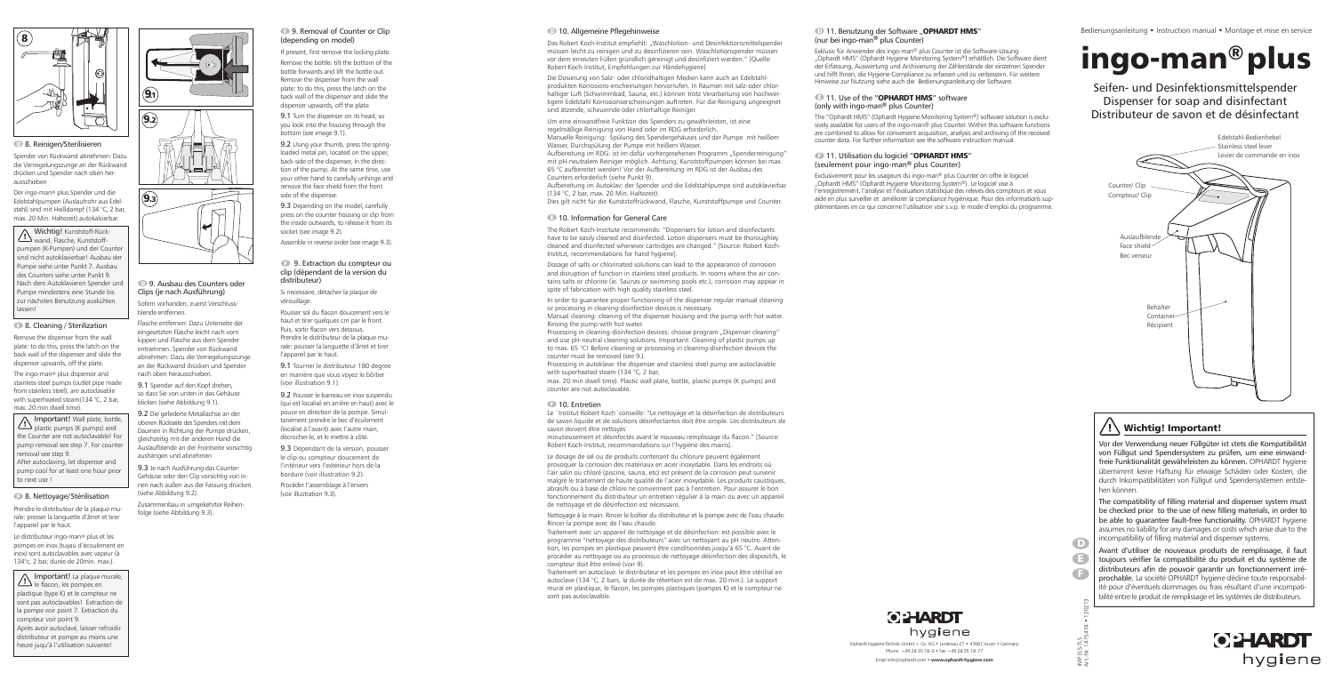## D 8. Reinigen/Sterilisieren

Spender von Rückwand abnehmen: Dazu die Verriegelungszunge an der Rückwand drücken und Spender nach oben herausschieben.

Der ingo-man® plus Spender und die Edelstahlpumpen (Auslaufrohr aus Edelstahl) sind mit Heißdampf (134 °C, 2 bar, max. 20 Min. Haltezeit) autoklavierbar.

**Wichtig!** Kunststoff-Rückwand, Flasche, Kunststoffpumpen (K-Pumpen) und der Counter sind nicht autoklavierbar! Ausbau der Pumpe siehe unter Punkt 7. Ausbau des Counters siehe unter Punkt 9. Nach dem Autoklavieren Spender und Pumpe mindestens eine Stunde bis zur nächsten Benutzung auskühlen lassen!

## E 8. Cleaning / Sterilization

Remove the dispenser from the wall plate: to do this, press the latch on the back wall of the dispenser and slide the dispenser upwards, off the plate.

The ingo-man® plus dispenser and stainless-steel pumps (outlet pipe made from stainless steel), are autoclavable with superheated steam(134 °C, 2 bar, max. 20 min dwell time).

**Important!** Wall plate, bottle, plastic pumps (K pumps) and the Counter are not autoclavable! For pump removal see step 7. For counter removal see step 9.
After autoclaving, let dispenser and pump cool for at least one hour prior to next use !

## F 8. Nettoyage/Stérilisation

Prendre le distributeur de la plaque murale: presser la languette d'arrêt et tirer l'appareil par le haut.

Le distributeur ingo-man® plus et les pompes en inox (tuyau d'écoulement en inox) sont autoclavables avec vapeur (à 134°c, 2 bar, durée de 20min. max.).

**Important!** La plaque murale, le flacon, les pompes en plastique (type K) et le compteur ne sont pas autoclavables! Extraction de la pompe voir point 7. Extraction du compteur voir point 9.
Après avoir autoclavé, laisser refroidir distributeur et pompe au moins une heure jusqu'à l'utilisation suivante!

## D 9. Ausbau des Counters oder Clips (je nach Ausführung)

Sofern vorhanden, zuerst Verschlussblende entfernen.

Flasche entfernen: Dazu Unterseite der eingesetzten Flasche leicht nach vorn kippen und Flasche aus dem Spender entnehmen. Spender von Rückwand abnehmen: Dazu die Verriegelungszunge an der Rückwand drücken und Spender nach oben herausschieben.

**9.1** Spender auf den Kopf drehen, so dass Sie von unten in das Gehäuse blicken (siehe Abbildung 9.1).

**9.2** Die gefederte Metallachse an der oberen Rückseite des Spenders mit dem Daumen in Richtung der Pumpe drücken, gleichzeitig mit der anderen Hand die Auslaufblende an der Frontseite vorsichtig aushängen und abnehmen

**9.3** Je nach Ausführung das Counter-Gehäuse oder den Clip vorsichtig von innen nach außen aus der Fassung drücken (siehe Abbildung 9.2).

Zusammenbau in umgekehrter Reihenfolge (siehe Abbildung 9.3).

## E 9. Removal of Counter or Clip (depending on model)

If present, first remove the locking plate.
Remove the bottle: tilt the bottom of the bottle forwards and lift the bottle out. Remove the dispenser from the wall plate: to do this, press the latch on the back wall of the dispenser and slide the dispenser upwards, off the plate.

**9.1** Turn the dispenser on its head, so you look into the housing through the bottom (see image 9.1).

**9.2** Using your thumb, press the spring-loaded metal pin, located on the upper, back-side of the dispenser, in the direction of the pump. At the same time, use your other hand to carefully unhinge and remove the face shield from the front side of the dispenser.

**9.3** Depending on the model, carefully press on the counter housing or clip from the inside outwards, to release it from its socket (see image 9.2).

Assemble in reverse order (see image 9.3).

## F 9. Extraction du compteur ou clip (dépendant de la version du distributeur)

Si necessaire, détacher la plaque de vérouillage.

Pousser sol du flacon doucement vers le haut et tirer quelques cm par le front. Puis, sortir flacon vers dessous. Prendre le distributeur de la plaque murale: pousser la languette d'arrêt et tirer l'appareil par le haut.

**9.1** Tourner le distributeur 180 degree en manière que vous voyez le bôitier (voir illustration 9.1).

**9.2** Pousser le barreau en inox suspendu (qui est localisé en arrière en haut) avec le pouce en direction de la pompe. Simultanément prendre le bec d'écoulement (localisé à l'avant) avec l'autre main, décrocher-le, et le mettre à côté.

**9.3** Dépendant de la version, pousser le clip ou compteur doucement de l'intérieur vers l'extérieur hors de la bordure (voir illustration 9.2).

Procéder l'assemblage à l'envers (voir illustration 9.3).

## D 10. Allgemeine Pflegehinweise

Das Robert Koch-Institut empfiehlt: „Waschlotion- und Desinfektionsmittelspender müssen leicht zu reinigen und zu desinfizieren sein. Waschlotionspender müssen vor dem erneuten Füllen gründlich gereinigt und desinfiziert werden." [Quelle: Robert Koch-Institut, Empfehlungen zur Händehygiene]

Die Dosierung von Salz- oder chloridhaltigen Medien kann auch an Edelstahlprodukten Korrosions-erscheinungen hervorrufen. In Räumen mit salz-oder chlorhaltiger Luft (Schwimmbad, Sauna, etc.) können trotz Verarbeitung von hochwertigem Edelstahl Korrosionserscheinungen auftreten. Für die Reinigung ungeeignet sind ätzende, scheuernde oder chlorhaltige Reiniger.

Um eine einwandfreie Funktion des Spenders zu gewährleisten, ist eine regelmäßige Reinigung von Hand oder im RDG erforderlich.
Manuelle Reinigung: Spülung des Spendergehäuses und der Pumpe mit heißem Wasser, Durchspülung der Pumpe mit heißem Wasser.
Aufbereitung im RDG: ist im dafür vorhergesehenen Programm „Spenderreinigung" mit pH-neutralem Reiniger möglich. Achtung, Kunststoffpumpen können bei max. 65 °C aufbereitet werden! Vor der Aufbereitung im RDG ist der Ausbau des Counters erforderlich (siehe Punkt 9).
Aufbereitung im Autoklav: der Spender und die Edelstahlpumpe sind autoklavierbar (134 °C, 2 bar, max. 20 Min. Haltezeit).
Dies gilt nicht für die Kunststoffrückwand, Flasche, Kunststoffpumpe und Counter.

## E 10. Information for General Care

The Robert Koch-Institute recommends: "Dispensers for lotion and disinfectants have to be easily cleaned and disinfected. Lotion dispensers must be thoroughly cleaned and disinfected whenever cartridges are changed." [Source: Robert Koch-Institut, recommendations for hand hygiene].

Dosage of salts or chlorinated solutions can lead to the appearance of corrosion and disruption of function in stainless steel products. In rooms where the air contains salts or chlorine (ie. Saunas or swimming pools etc.), corrosion may appear in spite of fabrication with high quality stainless steel.

In order to guarantee proper functioning of the dispenser regular manual cleaning or processing in cleaning-disinfection devices is necessary.
Manual cleaning: cleaning of the dispenser housing and the pump with hot water. Rinsing the pump with hot water.
Processing in cleaning-disinfection devices: choose program „Dispenser cleaning" and use pH-neutral cleaning solutions. Important: Cleaning of plastic pumps up to max. 65 °C! Before cleaning or processing in cleaning-disinfection devices the counter must be removed (see 9.).
Processing in autoclave: the dispenser and stainless steel pump are autoclavable with superheated steam (134 °C, 2 bar,
max. 20 min dwell time). Plastic wall plate, bottle, plastic pumps (K pumps) and counter are not autoclavable.

## F 10. Entretien

Le ´Institut Robert Koch´ conseille: "Le nettoyage et la désinfection de distributeurs de savon liquide et de solutions désinfectantes doit être simple. Les distributeurs de savon doivent être nettoyés
minutieusement et désinfectés avant le nouveau remplissage du flacon." [Source: Robert Koch-Institut, recommandations sur l'hygiène des mains].

Le dosage de sel ou de produits contenant du chlorure peuvent également provoquer la corrosion des matériaux en acier inoxydable. Dans les endroits où l'air salin ou chloré (piscine, sauna, etc) est présent de la corrosion peut survenir malgré le traitement de haute qualité de l'acier inoxydable. Les produits caustiques, abrasifs ou à base de chlore ne conviennent pas à l'entretien. Pour assurer le bon fonctionnement du distributeur un entretien régulier à la main ou avec un appareil de nettoyage et de désinfection est nécessaire.

Nettoyage à la main: Rincer le boîtier du distributeur et la pompe avec de l'eau chaude. Rincer la pompe avec de l'eau chaude.

Traitement avec un appareil de nettoyage et de désinfection: est possible avec le programme "nettoyage des distributeurs" avec un nettoyant au pH neutre. Attention, les pompes en plastique peuvent être conditionnées jusqu'à 65 °C. Avant de procéder au nettoyage ou au processus de nettoyage-désinfection des dispositifs, le compteur doit être enlevé (voir 9).

Traitement en autoclave: le distributeur et les pompes en inox peut être stérilisé en autoclave (134 °C, 2 bars, la durée de rétention est de max. 20 min.). Le support mural en plastique, le flacon, les pompes plastiques (pompes K) et le compteur ne sont pas autoclavable.

## D 11. Benutzung der Software „OPHARDT HMS" (nur bei ingo-man® plus Counter)

Exklusiv für Anwender des ingo-man® plus Counter ist die Software-Lösung „Ophardt HMS" (Ophardt Hygiene Monitoring System®) erhältlich. Die Software dient der Erfassung, Auswertung und Archivierung der Zählerstände der einzelnen Spender und hilft Ihnen, die Hygiene-Compliance zu erfassen und zu verbessern. Für weitere Hinweise zur Nutzung siehe auch die Bedienungsanleitung der Software.

## E 11. Use of the "OPHARDT HMS" software (only with ingo-man® plus Counter)

The "Ophardt HMS" (Ophardt Hygiene Monitoring System®) software solution is exclusively available for users of the ingo-man® plus Counter. Within this software functions are combined to allow for convenient acquisition, analysis and archiving of the received counter data. For further information see the software instruction manual.

## F 11. Utilisation du logiciel "OPHARDT HMS" (seulement pour ingo-man® plus Counter)

Exclusivement pour les usagers du ingo-man® plus Counter on offre le logiciel „Ophardt HMS" (Ophardt Hygiene Monitoring System®). Le logiciel vise à l'enregistrement, l'analyse et l'évaluation statistique des relevés des compteurs et vous aide en plus surveiller et améliorer la compliance hygiénique. Pour des informations supplémentaires en ce qui concerne l'utilisation voir s.v.p. le mode d'emploi du programme.

OPHARDT hygiene

Ophardt Hygiene-Technik GmbH + Co. KG • Lindenau 27 • 47661 Issum • Germany
Phone +49 28 35 18-0 • Fax +49 28 35 18-77
Email info@ophardt.com • www.ophardt-hygiene.com

Bedienungsanleitung • Instruction manual • Montage et mise en service

# ingo-man® plus

Seifen- und Desinfektionsmittelspender
Dispenser for soap and disinfectant
Distributeur de savon et de désinfectant

Edelstahl-Bedienhebel / Stainless steel lever / Levier de commande en inox

Counter/ Clip / Compteur/ Clip

Auslaufblende / Face shield / Bec verseur

Behälter / Container / Récipient

## Wichtig! Important!

Vor der Verwendung neuer Füllgüter ist stets die Kompatibilität von Füllgut und Spendersystem zu prüfen, um eine einwandfreie Funktionalität gewährleisten zu können. OPHARDT hygiene übernimmt keine Haftung für etwaige Schäden oder Kosten, die durch Inkompatibilitäten von Füllgut und Spendersystemen entstehen können.

The compatibility of filling material and dispenser system must be checked prior to the use of new filling materials, in order to be able to guarantee fault-free functionality. OPHARDT hygiene assumes no liability for any damages or costs which arise due to the incompatibility of filling material and dispenser systems.

Avant d'utiliser de nouveaux produits de remplissage, il faut toujours vérifier la compatibilité du produit et du système de distributeurs afin de pouvoir garantir un fonctionnement irréprochable. La société OPHARDT hygiene décline toute responsabilité pour d'éventuels dommages ou frais résultant d'une incompatibilité entre le produit de remplissage et les systèmes de distributeurs.

OPHARDT hygiene

IMP ELS-TLS
Art.-Nr. 1415474 • 12/2013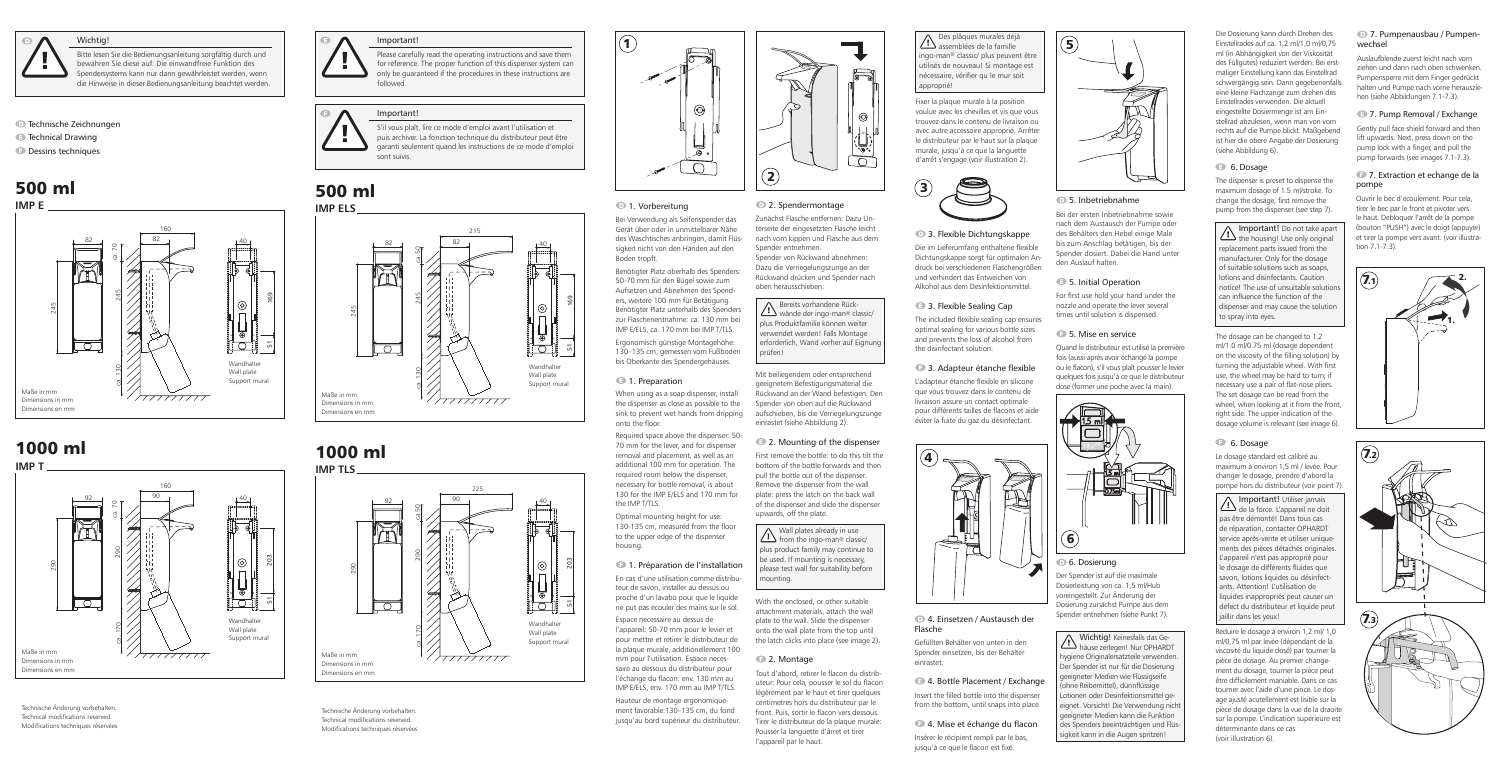**Wichtig!**

Bitte lesen Sie die Bedienungsanleitung sorgfältig durch und bewahren Sie diese auf. Die einwandfreie Funktion des Spendersystems kann nur dann gewährleistet werden, wenn die Hinweise in dieser Bedienungsanleitung beachtet werden.

**Important!**

Please carefully read the operating instructions and save them for reference. The proper function of this dispenser system can only be guaranteed if the procedures in these instructions are followed.

**Important!**

S'il vous plaît, lire ce mode d'emploi avant l'utilisation et puis archiver. La fonction technique du distributeur peut être garanti seulement quand les instructions de ce mode d'emploi sont suivis.

- D Technische Zeichnungen
- E Technical Drawing
- F Dessins techniques

# 500 ml

## IMP E

160
82
82
40
ca. 70
245
245
169
ca. 130
51
Wandhalter
Wall plate
Support mural
Maße in mm
Dimensions in mm
Dimensions en mm

# 500 ml

## IMP ELS

215
82
82
40
ca. 50
245
245
169
ca. 130
51
Wandhalter
Wall plate
Support mural
Maße in mm
Dimensions in mm
Dimensions en mm

# 1000 ml

## IMP T

160
92
90
40
ca. 70
290
290
203
ca. 170
51
Wandhalter
Wall plate
Support mural
Maße in mm
Dimensions in mm
Dimensions en mm

Technische Änderung vorbehalten.
Technical modifications reserved.
Modifications techniques réservées

# 1000 ml

## IMP TLS

225
92
90
40
ca. 50
290
290
203
ca. 170
51
Wandhalter
Wall plate
Support mural
Maße in mm
Dimensions in mm
Dimensions en mm

Technische Änderung vorbehalten.
Technical modifications reserved.
Modifications techniques réservées

1

2

### D 1. Vorbereitung

Bei Verwendung als Seifenspender das Gerät über oder in unmittelbarer Nähe des Waschtisches anbringen, damit Flüssigkeit nicht von den Händen auf den Boden tropft.

Benötigter Platz oberhalb des Spenders: 50-70 mm für den Bügel sowie zum Aufsetzen und Abnehmen des Spenders, weitere 100 mm für Betätigung. Benötigter Platz unterhalb des Spenders zur Flaschenentnahme: ca. 130 mm bei IMP E/ELS, ca. 170 mm bei IMP T/TLS.

Ergonomisch günstige Montagehöhe: 130–135 cm, gemessen vom Fußboden bis Oberkante des Spendergehäuses.

### E 1. Preparation

When using as a soap dispenser, install the dispenser as close as possible to the sink to prevent wet hands from dripping onto the floor.

Required space above the dispenser: 50-70 mm for the lever, and for dispenser removal and placement, as well as an additional 100 mm for operation. The required room below the dispenser, necessary for bottle removal, is about 130 for the IMP E/ELS and 170 mm for the IMP T/TLS.

Optimal mounting height for use: 130-135 cm, measured from the floor to the upper edge of the dispenser housing.

### F 1. Préparation de l'installation

En cas d'une utilisation comme distributeur de savon, installer au dessus ou proche d'un lavabo pour que le liquide ne puit pas écouler des mains sur le sol.

Espace necessaire au dessus de l'appareil: 50-70 mm pour le levier et pour mettre et retirer le distributeur de la plaque murale, additionellement 100 mm pour l'utilisation. Espace necessaire au dessous du distributeur pour l'échange du flacon: env. 130 mm au IMP E/ELS, env. 170 mm au IMP T/TLS.

Hauteur de montage ergonomiquement favorable:130–135 cm, du fond jusqu'au bord supérieur du distributeur.

### D 2. Spendermontage

Zunächst Flasche entfernen: Dazu Unterseite der eingesetzten Flasche leicht nach vorn kippen und Flasche aus dem Spender entnehmen.
Spender von Rückwand abnehmen: Dazu die Verriegelungszunge an der Rückwand drücken und Spender nach oben herausschieben.

Bereits vorhandene Rückwände der ingo-man® classic/plus Produktfamilie können weiter verwendet werden! Falls Montage erforderlich, Wand vorher auf Eignung prüfen!

Mit beiliegendem oder entsprechend geeignetem Befestigungsmaterial die Rückwand an der Wand befestigen. Den Spender von oben auf die Rückwand aufschieben, bis die Verriegelungszunge einrastet (siehe Abbildung 2).

### E 2. Mounting of the dispenser

First remove the bottle: to do this tilt the bottom of the bottle forwards and then pull the bottle out of the dispenser. Remove the dispenser from the wall plate: press the latch on the back wall of the dispenser and slide the dispenser upwards, off the plate.

Wall plates already in use from the ingo-man® classic/plus product family may continue to be used. If mounting is necessary, please test wall for suitability before mounting.

With the enclosed, or other suitable attachment materials, attach the wall plate to the wall. Slide the dispenser onto the wall plate from the top until the latch clicks into place (see image 2).

### F 2. Montage

Tout d'abord, retirer le flacon du distributeur: Pour cela, pousser le sol du flacon légèrement par le haut et tirer quelques centimètres hors du distributeur par le front. Puis, sortir le flacon vers dessous. Tirer le distributeur de la plaque murale: Pousser la languette d'arrêt et tirer l'appareil par le haut.

Des plâques murales déjà assemblées de la famille ingo-man® classic/ plus peuvent être utilisés de nouveau! Si montage est nécessaire, vérifier qu le mur soit approprié!

Fixer la plaque murale à la position voulue avec les chevilles et vis que vous trouvez dans le contenu de livraison ou avec autre accessoire approprié. Arrêter le distributeur par le haut sur la plaque murale, jusqu'à ce que la languette d'arrêt s'engage (voir illustration 2).

3

### D 3. Flexible Dichtungskappe

Die im Lieferumfang enthaltene flexible Dichtungskappe sorgt für optimalen Andruck bei verschiedenen Flaschengrößen und verhindert das Entweichen von Alkohol aus dem Desinfektionsmittel.

### E 3. Flexible Sealing Cap

The included flexible sealing cap ensures optimal sealing for various bottle sizes and prevents the loss of alcohol from the disinfectant solution.

### F 3. Adapteur étanche flexible

L'adapteur étanche flexible en silicone que vous trouvez dans le contenu de livraison assure un contact optimale pour différents tailles de flacons et aide éviter la fuite du gaz du désinfectant.

4

### D 4. Einsetzen / Austausch der Flasche

Gefüllten Behälter von unten in den Spender einsetzen, bis der Behälter einrastet.

### E 4. Bottle Placement / Exchange

Insert the filled bottle into the dispenser from the bottom, until snaps into place.

### F 4. Mise et échange du flacon

Insérer le récipient rempli par le bas, jusqu'à ce que le flacon est fixé.

5

### D 5. Inbetriebnahme

Bei der ersten Inbetriebnahme sowie nach dem Austausch der Pumpe oder des Behälters den Hebel einige Male bis zum Anschlag betätigen, bis der Spender dosiert. Dabei die Hand unter den Auslauf halten.

### E 5. Initial Operation

For first use hold your hand under the nozzle and operate the lever several times until solution is dispensed.

### F 5. Mise en service

Quand le distributeur est utilisé la première fois (aussi après avoir échangé la pompe ou le flacon), s'il vous plaît pousser le levier quelques fois jusqu'à ce que le distributeur dose (former une poche avec la main).

6

### D 6. Dosierung

Der Spender ist auf die maximale Dosierleistung von ca. 1,5 ml/Hub voreingestellt. Zur Änderung der Dosierung zunächst Pumpe aus dem Spender entnehmen (siehe Punkt 7).

Wichtig! Keinesfalls das Gehäuse zerlegen! Nur OPHARDT hygiene Originalersatzteile verwenden. Der Spender ist nur für die Dosierung geeigneter Medien wie Flüssigseife (ohne Reibemittel), dünnflüssige Lotionen oder Desinfektionsmittel geeignet. Vorsicht! Die Verwendung nicht geeigneter Medien kann die Funktion des Spenders beeinträchtigen und Flüssigkeit kann in die Augen spritzen!

Die Dosierung kann durch Drehen des Einstellrades auf ca. 1,2 ml/1,0 ml/0,75 ml (in Abhängigkeit von der Viskosität des Füllgutes) reduziert werden. Bei erstmaliger Einstellung kann das Einstellrad schwergängig sein. Dann gegebenenfalls eine kleine Flachzange zum drehen des Einstellrades verwenden. Die aktuell eingestellte Dosiermenge ist am Einstellrad abzulesen, wenn man von vorn rechts auf die Pumpe blickt. Maßgebend ist hier die obere Angabe der Dosierung (siehe Abbildung 6).

### E 6. Dosage

The dispenser is preset to dispense the maximum dosage of 1.5 ml/stroke. To change the dosage, first remove the pump from the dispenser (see step 7).

Important! Do not take apart the housing! Use only original replacement parts issued from the manufacturer. Only for the dosage of suitable solutions such as soaps, lotions and disinfectants. Caution notice! The use of unsuitable solutions can influence the function of the dispenser and may cause the solution to spray into eyes.

The dosage can be changed to 1.2 ml/1.0 ml/0.75 ml (dosage dependent on the viscosity of the filling solution) by turning the adjustable wheel. With first use, the wheel may be hard to turn; if necessary use a pair of flat-nose pliers. The set dosage can be read from the wheel, when looking at it from the front, right side. The upper indication of the dosage volume is relevant (see image 6).

### F 6. Dosage

Le dosage standard est calibré au maximum à environ 1,5 ml / levée. Pour changer le dosage, prendre d'abord la pompe hors du distributeur (voir point 7).

Important! Utiliser jamais de la force. L'appareil ne doit pas être démonté! Dans tous cas de réparation, contacter OPHARDT service après-vente et utiliser uniquements des pièces détachés originales. L'appareil n'est pas approprié pour le dosage de différents fluides que savon, lotions liquides ou désinfectants. Attention! L'utilisation de liquides inappropriés peut causer un défect du distributeur et liquide peut jaillir dans les yeux!

Reduire le dosage à environ 1,2 ml/ 1,0 ml/0,75 ml par levée (dépendant de la viscosité du liquide dosé) par tourner la pièce de dosage. Au premier changement du dosage, tourner la pièce peut être difficilement maniable. Dans ce cas tourner avec l'aide d'une pince. Le dosage ajusté actuellement est lisible sur la pièce de dosage dans la vue de la droite sur la pompe. L'indication supérieure est déterminante dans ce cas (voir illustration 6).

### D 7. Pumpenausbau / Pumpenwechsel

Auslaufblende zuerst leicht nach vorn ziehen und dann nach oben schwenken. Pumpensperre mit dem Finger gedrückt halten und Pumpe nach vorne herausziehen (siehe Abbildungen 7.1-7.3).

### E 7. Pump Removal / Exchange

Gently pull face shield forward and then lift upwards. Next, press down on the pump lock with a finger, and pull the pump forwards (see images 7.1-7.3).

### F 7. Extraction et échange de la pompe

Ouvrir le bec d'écoulement. Pour cela, tirer le bec par le front et pivoter vers le haut. Debloquer l'arrêt de la pompe (bouton "PUSH") avec le doigt (appuyer) et tirer la pompe vers avant. (voir illustration 7.1-7.3).

7.1

7.2

7.3